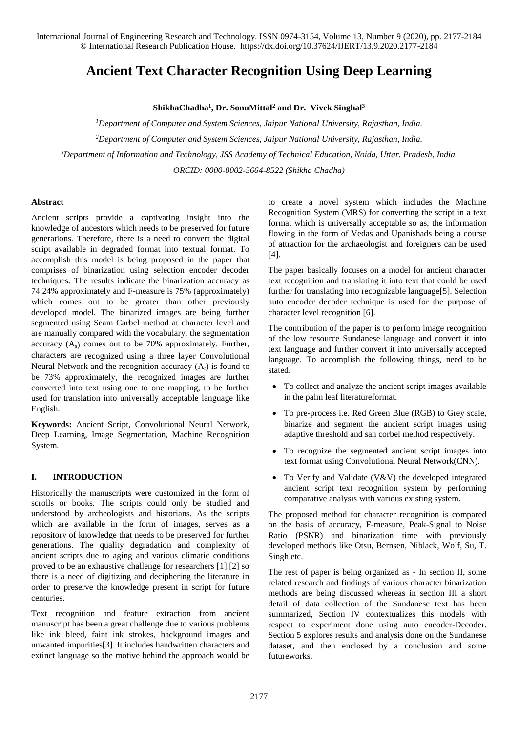# Ancient Text Character Recognition Using Deep Learning

**ShikhaChadha[1], Dr. SonuMittal[2] and Dr. Vivek Singhal[3]**

[1]*Department of Computer and System Sciences, Jaipur National University, Rajasthan, India.*

[2]*Department of Computer and System Sciences, Jaipur National University, Rajasthan, India.*

[3]*Department of Information and Technology, JSS Academy of Technical Education, Noida, Uttar. Pradesh, India.*

*ORCID: 0000-0002-5664-8522 (Shikha Chadha)*

## Abstract

Ancient scripts provide a captivating insight into the knowledge of ancestors which needs to be preserved for future generations. Therefore, there is a need to convert the digital script available in degraded format into textual format. To accomplish this model is being proposed in the paper that comprises of binarization using selection encoder decoder techniques. The results indicate the binarization accuracy as 74.24% approximately and F-measure is 75% (approximately) which comes out to be greater than other previously developed model. The binarized images are being further segmented using Seam Carbel method at character level and are manually compared with the vocabulary, the segmentation accuracy ($A_s$) comes out to be 70% approximately. Further, characters are recognized using a three layer Convolutional Neural Network and the recognition accuracy ($A_r$) is found to be 73% approximately, the recognized images are further converted into text using one to one mapping, to be further used for translation into universally acceptable language like English.

**Keywords:** Ancient Script, Convolutional Neural Network, Deep Learning, Image Segmentation, Machine Recognition System.

## I. INTRODUCTION

Historically the manuscripts were customized in the form of scrolls or books. The scripts could only be studied and understood by archeologists and historians. As the scripts which are available in the form of images, serves as a repository of knowledge that needs to be preserved for further generations. The quality degradation and complexity of ancient scripts due to aging and various climatic conditions proved to be an exhaustive challenge for researchers [1],[2] so there is a need of digitizing and deciphering the literature in order to preserve the knowledge present in script for future centuries.

Text recognition and feature extraction from ancient manuscript has been a great challenge due to various problems like ink bleed, faint ink strokes, background images and unwanted impurities[3]. It includes handwritten characters and extinct language so the motive behind the approach would be to create a novel system which includes the Machine Recognition System (MRS) for converting the script in a text format which is universally acceptable so as, the information flowing in the form of Vedas and Upanishads being a course of attraction for the archaeologist and foreigners can be used [4].

The paper basically focuses on a model for ancient character text recognition and translating it into text that could be used further for translating into recognizable language[5]. Selection auto encoder decoder technique is used for the purpose of character level recognition [6].

The contribution of the paper is to perform image recognition of the low resource Sundanese language and convert it into text language and further convert it into universally accepted language. To accomplish the following things, need to be stated.

- To collect and analyze the ancient script images available in the palm leaf literatureformat.
- To pre-process i.e. Red Green Blue (RGB) to Grey scale, binarize and segment the ancient script images using adaptive threshold and san corbel method respectively.
- To recognize the segmented ancient script images into text format using Convolutional Neural Network(CNN).
- To Verify and Validate (V&V) the developed integrated ancient script text recognition system by performing comparative analysis with various existing system.

The proposed method for character recognition is compared on the basis of accuracy, F-measure, Peak-Signal to Noise Ratio (PSNR) and binarization time with previously developed methods like Otsu, Bernsen, Niblack, Wolf, Su, T. Singh etc.

The rest of paper is being organized as - In section II, some related research and findings of various character binarization methods are being discussed whereas in section III a short detail of data collection of the Sundanese text has been summarized, Section IV contextualizes this models with respect to experiment done using auto encoder-Decoder. Section 5 explores results and analysis done on the Sundanese dataset, and then enclosed by a conclusion and some futureworks.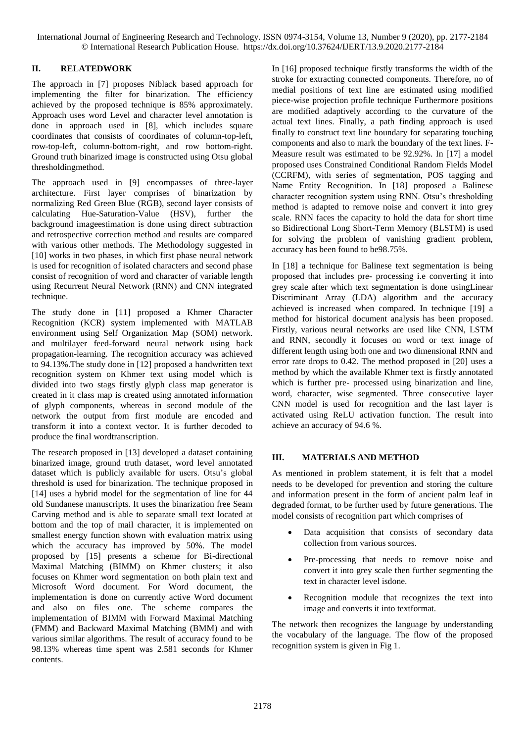## II. RELATEDWORK

The approach in [7] proposes Niblack based approach for implementing the filter for binarization. The efficiency achieved by the proposed technique is 85% approximately. Approach uses word Level and character level annotation is done in approach used in [8], which includes square coordinates that consists of coordinates of column-top-left, row-top-left, column-bottom-right, and row bottom-right. Ground truth binarized image is constructed using Otsu global thresholdingmethod.

The approach used in [9] encompasses of three-layer architecture. First layer comprises of binarization by normalizing Red Green Blue (RGB), second layer consists of calculating Hue-Saturation-Value (HSV), further the background imageestimation is done using direct subtraction and retrospective correction method and results are compared with various other methods. The Methodology suggested in [10] works in two phases, in which first phase neural network is used for recognition of isolated characters and second phase consist of recognition of word and character of variable length using Recurrent Neural Network (RNN) and CNN integrated technique.

The study done in [11] proposed a Khmer Character Recognition (KCR) system implemented with MATLAB environment using Self Organization Map (SOM) network. and multilayer feed-forward neural network using back propagation-learning. The recognition accuracy was achieved to 94.13%.The study done in [12] proposed a handwritten text recognition system on Khmer text using model which is divided into two stags firstly glyph class map generator is created in it class map is created using annotated information of glyph components, whereas in second module of the network the output from first module are encoded and transform it into a context vector. It is further decoded to produce the final wordtranscription.

The research proposed in [13] developed a dataset containing binarized image, ground truth dataset, word level annotated dataset which is publicly available for users. Otsu's global threshold is used for binarization. The technique proposed in [14] uses a hybrid model for the segmentation of line for 44 old Sundanese manuscripts. It uses the binarization free Seam Carving method and is able to separate small text located at bottom and the top of mail character, it is implemented on smallest energy function shown with evaluation matrix using which the accuracy has improved by 50%. The model proposed by [15] presents a scheme for Bi-directional Maximal Matching (BIMM) on Khmer clusters; it also focuses on Khmer word segmentation on both plain text and Microsoft Word document. For Word document, the implementation is done on currently active Word document and also on files one. The scheme compares the implementation of BIMM with Forward Maximal Matching (FMM) and Backward Maximal Matching (BMM) and with various similar algorithms. The result of accuracy found to be 98.13% whereas time spent was 2.581 seconds for Khmer contents.

In [16] proposed technique firstly transforms the width of the stroke for extracting connected components. Therefore, no of medial positions of text line are estimated using modified piece-wise projection profile technique Furthermore positions are modified adaptively according to the curvature of the actual text lines. Finally, a path finding approach is used finally to construct text line boundary for separating touching components and also to mark the boundary of the text lines. F-Measure result was estimated to be 92.92%. In [17] a model proposed uses Constrained Conditional Random Fields Model (CCRFM), with series of segmentation, POS tagging and Name Entity Recognition. In [18] proposed a Balinese character recognition system using RNN. Otsu's thresholding method is adapted to remove noise and convert it into grey scale. RNN faces the capacity to hold the data for short time so Bidirectional Long Short-Term Memory (BLSTM) is used for solving the problem of vanishing gradient problem, accuracy has been found to be98.75%.

In [18] a technique for Balinese text segmentation is being proposed that includes pre- processing i.e converting it into grey scale after which text segmentation is done usingLinear Discriminant Array (LDA) algorithm and the accuracy achieved is increased when compared. In technique [19] a method for historical document analysis has been proposed. Firstly, various neural networks are used like CNN, LSTM and RNN, secondly it focuses on word or text image of different length using both one and two dimensional RNN and error rate drops to 0.42. The method proposed in [20] uses a method by which the available Khmer text is firstly annotated which is further pre- processed using binarization and line, word, character, wise segmented. Three consecutive layer CNN model is used for recognition and the last layer is activated using ReLU activation function. The result into achieve an accuracy of 94.6 %.

## III. MATERIALS AND METHOD

As mentioned in problem statement, it is felt that a model needs to be developed for prevention and storing the culture and information present in the form of ancient palm leaf in degraded format, to be further used by future generations. The model consists of recognition part which comprises of

- Data acquisition that consists of secondary data collection from various sources.
- Pre-processing that needs to remove noise and convert it into grey scale then further segmenting the text in character level isdone.
- Recognition module that recognizes the text into image and converts it into textformat.

The network then recognizes the language by understanding the vocabulary of the language. The flow of the proposed recognition system is given in Fig 1.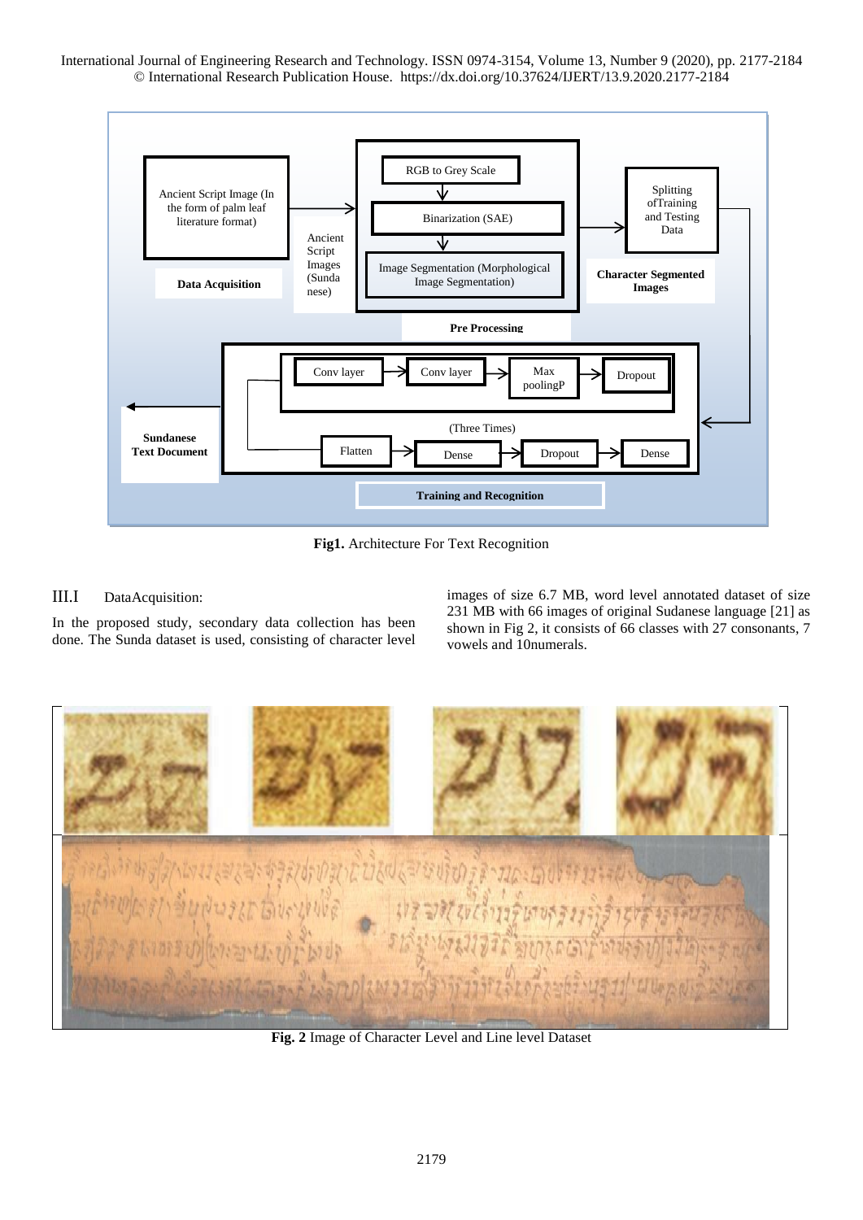Fig1. Architecture For Text Recognition

### III.I DataAcquisition:

In the proposed study, secondary data collection has been done. The Sunda dataset is used, consisting of character level images of size 6.7 MB, word level annotated dataset of size 231 MB with 66 images of original Sudanese language [21] as shown in Fig 2, it consists of 66 classes with 27 consonants, 7 vowels and 10numerals.

**Fig. 2** Image of Character Level and Line level Dataset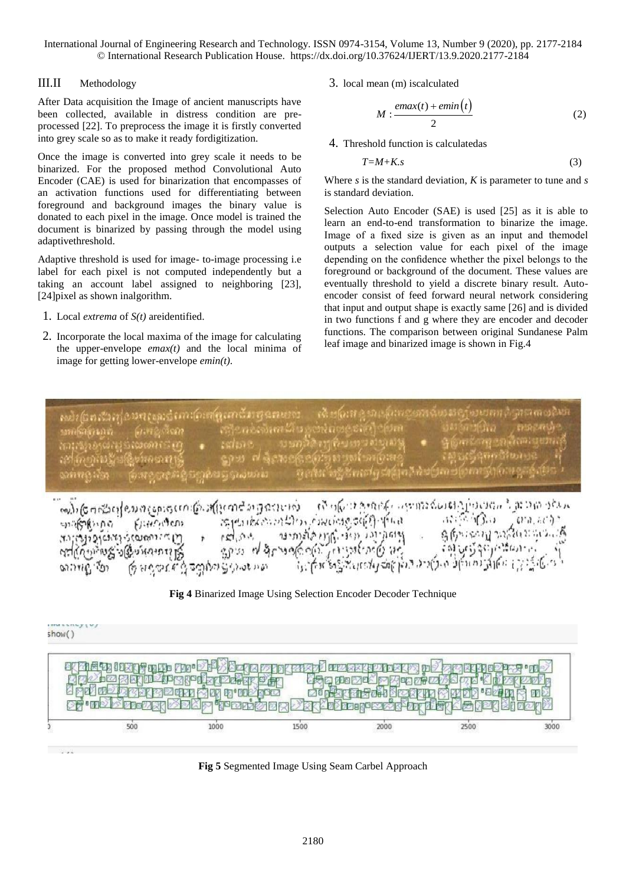## III.II Methodology

After Data acquisition the Image of ancient manuscripts have been collected, available in distress condition are pre-processed [22]. To preprocess the image it is firstly converted into grey scale so as to make it ready fordigitization.

Once the image is converted into grey scale it needs to be binarized. For the proposed method Convolutional Auto Encoder (CAE) is used for binarization that encompasses of an activation functions used for differentiating between foreground and background images the binary value is donated to each pixel in the image. Once model is trained the document is binarized by passing through the model using adaptivethreshold.

Adaptive threshold is used for image- to-image processing i.e label for each pixel is not computed independently but a taking an account label assigned to neighboring [23], [24]pixel as shown inalgorithm.

1. Local *extrema* of *S(t)* areidentified.
2. Incorporate the local maxima of the image for calculating the upper-envelope *emax(t)* and the local minima of image for getting lower-envelope *emin(t)*.
3. local mean (m) iscalculated

$$M : \frac{emax(t) + emin(t)}{2} \tag{2}$$

4. Threshold function is calculatedas

$$T = M + K.s \tag{3}$$

Where $s$ is the standard deviation, $K$ is parameter to tune and $s$ is standard deviation.

Selection Auto Encoder (SAE) is used [25] as it is able to learn an end-to-end transformation to binarize the image. Image of a fixed size is given as an input and themodel outputs a selection value for each pixel of the image depending on the confidence whether the pixel belongs to the foreground or background of the document. These values are eventually threshold to yield a discrete binary result. Auto-encoder consist of feed forward neural network considering that input and output shape is exactly same [26] and is divided in two functions f and g where they are encoder and decoder functions. The comparison between original Sundanese Palm leaf image and binarized image is shown in Fig.4

**Fig 4** Binarized Image Using Selection Encoder Decoder Technique

**Fig 5** Segmented Image Using Seam Carbel Approach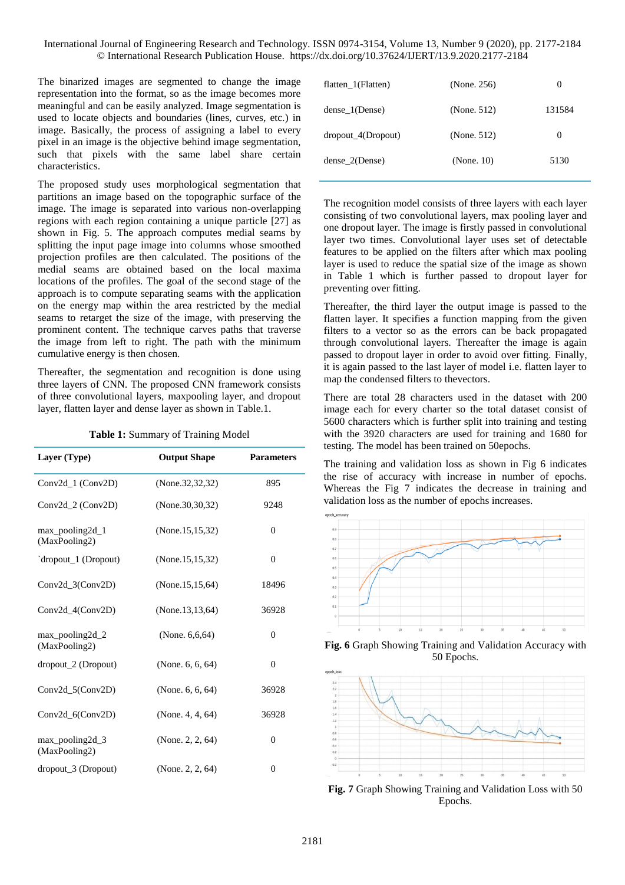The binarized images are segmented to change the image representation into the format, so as the image becomes more meaningful and can be easily analyzed. Image segmentation is used to locate objects and boundaries (lines, curves, etc.) in image. Basically, the process of assigning a label to every pixel in an image is the objective behind image segmentation, such that pixels with the same label share certain characteristics.

The proposed study uses morphological segmentation that partitions an image based on the topographic surface of the image. The image is separated into various non-overlapping regions with each region containing a unique particle [27] as shown in Fig. 5. The approach computes medial seams by splitting the input page image into columns whose smoothed projection profiles are then calculated. The positions of the medial seams are obtained based on the local maxima locations of the profiles. The goal of the second stage of the approach is to compute separating seams with the application on the energy map within the area restricted by the medial seams to retarget the size of the image, with preserving the prominent content. The technique carves paths that traverse the image from left to right. The path with the minimum cumulative energy is then chosen.

Thereafter, the segmentation and recognition is done using three layers of CNN. The proposed CNN framework consists of three convolutional layers, maxpooling layer, and dropout layer, flatten layer and dense layer as shown in Table.1.

**Table 1:** Summary of Training Model

| Layer (Type) | Output Shape | Parameters |
|---|---|---|
| Conv2d_1 (Conv2D) | (None.32,32,32) | 895 |
| Conv2d_2 (Conv2D) | (None.30,30,32) | 9248 |
| max_pooling2d_1 (MaxPooling2) | (None.15,15,32) | 0 |
| `dropout_1 (Dropout) | (None.15,15,32) | 0 |
| Conv2d_3(Conv2D) | (None.15,15,64) | 18496 |
| Conv2d_4(Conv2D) | (None.13,13,64) | 36928 |
| max_pooling2d_2 (MaxPooling2) | (None. 6,6,64) | 0 |
| dropout_2 (Dropout) | (None. 6, 6, 64) | 0 |
| Conv2d_5(Conv2D) | (None. 6, 6, 64) | 36928 |
| Conv2d_6(Conv2D) | (None. 4, 4, 64) | 36928 |
| max_pooling2d_3 (MaxPooling2) | (None. 2, 2, 64) | 0 |
| dropout_3 (Dropout) | (None. 2, 2, 64) | 0 |
| flatten_1(Flatten) | (None. 256) | 0 |
| dense_1(Dense) | (None. 512) | 131584 |
| dropout_4(Dropout) | (None. 512) | 0 |
| dense_2(Dense) | (None. 10) | 5130 |

The recognition model consists of three layers with each layer consisting of two convolutional layers, max pooling layer and one dropout layer. The image is firstly passed in convolutional layer two times. Convolutional layer uses set of detectable features to be applied on the filters after which max pooling layer is used to reduce the spatial size of the image as shown in Table 1 which is further passed to dropout layer for preventing over fitting.

Thereafter, the third layer the output image is passed to the flatten layer. It specifies a function mapping from the given filters to a vector so as the errors can be back propagated through convolutional layers. Thereafter the image is again passed to dropout layer in order to avoid over fitting. Finally, it is again passed to the last layer of model i.e. flatten layer to map the condensed filters to thevectors.

There are total 28 characters used in the dataset with 200 image each for every charter so the total dataset consist of 5600 characters which is further split into training and testing with the 3920 characters are used for training and 1680 for testing. The model has been trained on 50epochs.

The training and validation loss as shown in Fig 6 indicates the rise of accuracy with increase in number of epochs. Whereas the Fig 7 indicates the decrease in training and validation loss as the number of epochs increases.

**Fig. 6** Graph Showing Training and Validation Accuracy with 50 Epochs.

**Fig. 7** Graph Showing Training and Validation Loss with 50 Epochs.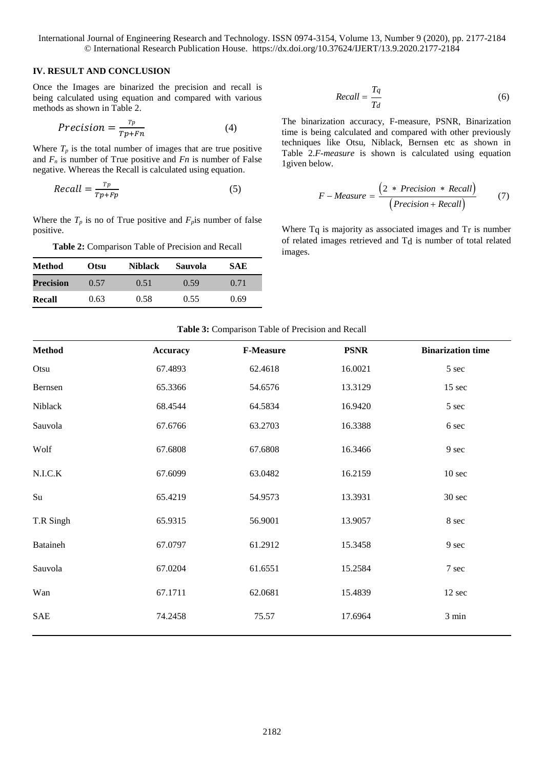## IV. RESULT AND CONCLUSION

Once the Images are binarized the precision and recall is being calculated using equation and compared with various methods as shown in Table 2.

$$Precision = \frac{Tp}{Tp+Fn} \tag{4}$$

Where $T_p$ is the total number of images that are true positive and $F_n$ is number of True positive and $Fn$ is number of False negative. Whereas the Recall is calculated using equation.

$$Recall = \frac{Tp}{Tp+Fp} \tag{5}$$

Where the $T_p$ is no of True positive and $F_p$is number of false positive.

**Table 2:** Comparison Table of Precision and Recall

| Method | Otsu | Niblack | Sauvola | SAE |
|---|---|---|---|---|
| **Precision** | 0.57 | 0.51 | 0.59 | 0.71 |
| **Recall** | 0.63 | 0.58 | 0.55 | 0.69 |

$$Recall = \frac{Tq}{Td} \tag{6}$$

The binarization accuracy, F-measure, PSNR, Binarization time is being calculated and compared with other previously techniques like Otsu, Niblack, Bernsen etc as shown in Table 2.*F-measure* is shown is calculated using equation 1given below.

$$F-Measure = \frac{\left(2 \ * \ Precision \ * \ Recall\right)}{\left(Precision + Recall\right)} \tag{7}$$

Where Tq is majority as associated images and Tr is number of related images retrieved and Td is number of total related images.

**Table 3:** Comparison Table of Precision and Recall

| Method | Accuracy | F-Measure | PSNR | Binarization time |
|---|---|---|---|---|
| Otsu | 67.4893 | 62.4618 | 16.0021 | 5 sec |
| Bernsen | 65.3366 | 54.6576 | 13.3129 | 15 sec |
| Niblack | 68.4544 | 64.5834 | 16.9420 | 5 sec |
| Sauvola | 67.6766 | 63.2703 | 16.3388 | 6 sec |
| Wolf | 67.6808 | 67.6808 | 16.3466 | 9 sec |
| N.I.C.K | 67.6099 | 63.0482 | 16.2159 | 10 sec |
| Su | 65.4219 | 54.9573 | 13.3931 | 30 sec |
| T.R Singh | 65.9315 | 56.9001 | 13.9057 | 8 sec |
| Bataineh | 67.0797 | 61.2912 | 15.3458 | 9 sec |
| Sauvola | 67.0204 | 61.6551 | 15.2584 | 7 sec |
| Wan | 67.1711 | 62.0681 | 15.4839 | 12 sec |
| SAE | 74.2458 | 75.57 | 17.6964 | 3 min |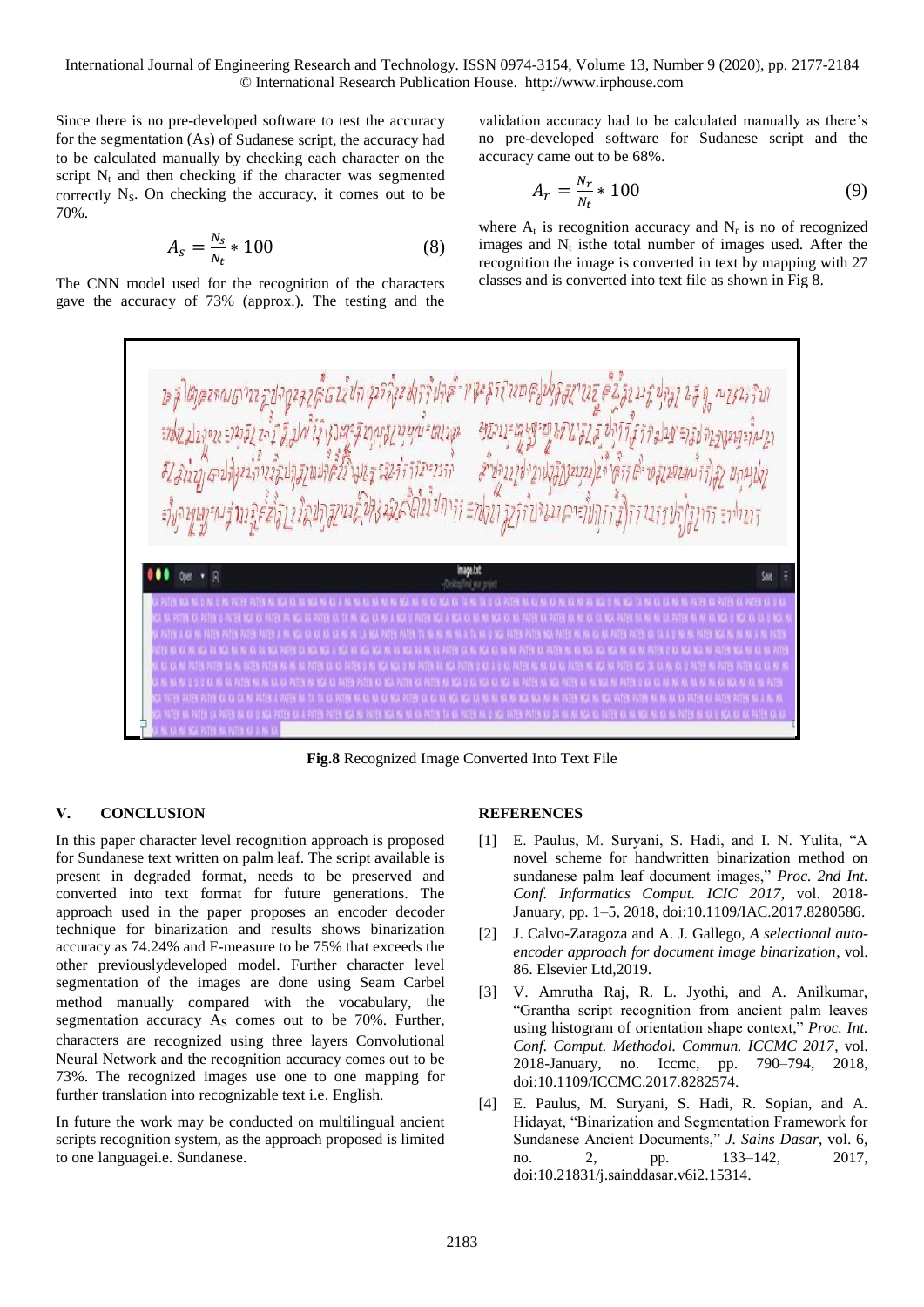Since there is no pre-developed software to test the accuracy for the segmentation (As) of Sudanese script, the accuracy had to be calculated manually by checking each character on the script $N_t$ and then checking if the character was segmented correctly $N_S$. On checking the accuracy, it comes out to be 70%.

$$A_s = \frac{N_s}{N_t} * 100 \tag{8}$$

The CNN model used for the recognition of the characters gave the accuracy of 73% (approx.). The testing and the validation accuracy had to be calculated manually as there's no pre-developed software for Sudanese script and the accuracy came out to be 68%.

$$A_r = \frac{N_r}{N_t} * 100 \tag{9}$$

where $A_r$ is recognition accuracy and $N_r$ is no of recognized images and $N_t$ isthe total number of images used. After the recognition the image is converted in text by mapping with 27 classes and is converted into text file as shown in Fig 8.

**Fig.8** Recognized Image Converted Into Text File

## V. CONCLUSION

In this paper character level recognition approach is proposed for Sundanese text written on palm leaf. The script available is present in degraded format, needs to be preserved and converted into text format for future generations. The approach used in the paper proposes an encoder decoder technique for binarization and results shows binarization accuracy as 74.24% and F-measure to be 75% that exceeds the other previouslydeveloped model. Further character level segmentation of the images are done using Seam Carbel method manually compared with the vocabulary, the segmentation accuracy $A_S$ comes out to be 70%. Further, characters are recognized using three layers Convolutional Neural Network and the recognition accuracy comes out to be 73%. The recognized images use one to one mapping for further translation into recognizable text i.e. English.

In future the work may be conducted on multilingual ancient scripts recognition system, as the approach proposed is limited to one languagei.e. Sundanese.

## REFERENCES

[1] E. Paulus, M. Suryani, S. Hadi, and I. N. Yulita, "A novel scheme for handwritten binarization method on sundanese palm leaf document images," *Proc. 2nd Int. Conf. Informatics Comput. ICIC 2017*, vol. 2018-January, pp. 1–5, 2018, doi:10.1109/IAC.2017.8280586.

[2] J. Calvo-Zaragoza and A. J. Gallego, *A selectional auto-encoder approach for document image binarization*, vol. 86. Elsevier Ltd,2019.

[3] V. Amrutha Raj, R. L. Jyothi, and A. Anilkumar, "Grantha script recognition from ancient palm leaves using histogram of orientation shape context," *Proc. Int. Conf. Comput. Methodol. Commun. ICCMC 2017*, vol. 2018-January, no. Iccmc, pp. 790–794, 2018, doi:10.1109/ICCMC.2017.8282574.

[4] E. Paulus, M. Suryani, S. Hadi, R. Sopian, and A. Hidayat, "Binarization and Segmentation Framework for Sundanese Ancient Documents," *J. Sains Dasar*, vol. 6, no. 2, pp. 133–142, 2017, doi:10.21831/j.sainddasar.v6i2.15314.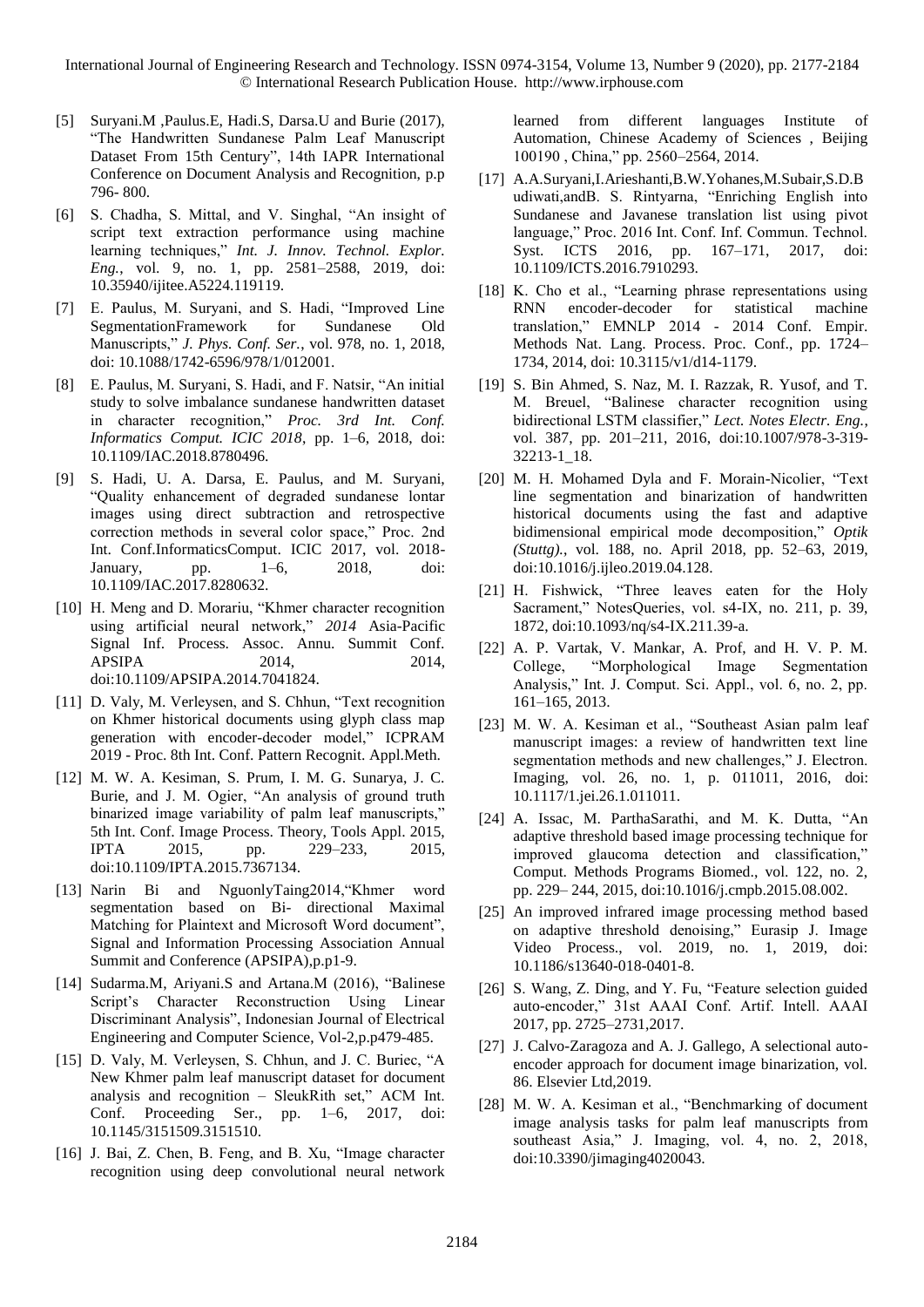[5] Suryani.M ,Paulus.E, Hadi.S, Darsa.U and Burie (2017), "The Handwritten Sundanese Palm Leaf Manuscript Dataset From 15th Century", 14th IAPR International Conference on Document Analysis and Recognition, p.p 796- 800.

[6] S. Chadha, S. Mittal, and V. Singhal, "An insight of script text extraction performance using machine learning techniques," *Int. J. Innov. Technol. Explor. Eng.*, vol. 9, no. 1, pp. 2581–2588, 2019, doi: 10.35940/ijitee.A5224.119119.

[7] E. Paulus, M. Suryani, and S. Hadi, "Improved Line SegmentationFramework for Sundanese Old Manuscripts," *J. Phys. Conf. Ser.*, vol. 978, no. 1, 2018, doi: 10.1088/1742-6596/978/1/012001.

[8] E. Paulus, M. Suryani, S. Hadi, and F. Natsir, "An initial study to solve imbalance sundanese handwritten dataset in character recognition," *Proc. 3rd Int. Conf. Informatics Comput. ICIC 2018*, pp. 1–6, 2018, doi: 10.1109/IAC.2018.8780496.

[9] S. Hadi, U. A. Darsa, E. Paulus, and M. Suryani, "Quality enhancement of degraded sundanese lontar images using direct subtraction and retrospective correction methods in several color space," Proc. 2nd Int. Conf.InformaticsComput. ICIC 2017, vol. 2018-January, pp. 1–6, 2018, doi: 10.1109/IAC.2017.8280632.

[10] H. Meng and D. Morariu, "Khmer character recognition using artificial neural network," *2014* Asia-Pacific Signal Inf. Process. Assoc. Annu. Summit Conf. APSIPA 2014, 2014, doi:10.1109/APSIPA.2014.7041824.

[11] D. Valy, M. Verleysen, and S. Chhun, "Text recognition on Khmer historical documents using glyph class map generation with encoder-decoder model," ICPRAM 2019 - Proc. 8th Int. Conf. Pattern Recognit. Appl.Meth.

[12] M. W. A. Kesiman, S. Prum, I. M. G. Sunarya, J. C. Burie, and J. M. Ogier, "An analysis of ground truth binarized image variability of palm leaf manuscripts," 5th Int. Conf. Image Process. Theory, Tools Appl. 2015, IPTA 2015, pp. 229–233, 2015, doi:10.1109/IPTA.2015.7367134.

[13] Narin Bi and NguonlyTaing2014,"Khmer word segmentation based on Bi- directional Maximal Matching for Plaintext and Microsoft Word document", Signal and Information Processing Association Annual Summit and Conference (APSIPA),p.p1-9.

[14] Sudarma.M, Ariyani.S and Artana.M (2016), "Balinese Script's Character Reconstruction Using Linear Discriminant Analysis", Indonesian Journal of Electrical Engineering and Computer Science, Vol-2,p.p479-485.

[15] D. Valy, M. Verleysen, S. Chhun, and J. C. Buriec, "A New Khmer palm leaf manuscript dataset for document analysis and recognition – SleukRith set," ACM Int. Conf. Proceeding Ser., pp. 1–6, 2017, doi: 10.1145/3151509.3151510.

[16] J. Bai, Z. Chen, B. Feng, and B. Xu, "Image character recognition using deep convolutional neural network learned from different languages Institute of Automation, Chinese Academy of Sciences , Beijing 100190 , China," pp. 2560–2564, 2014.

[17] A.A.Suryani,I.Arieshanti,B.W.Yohanes,M.Subair,S.D.B udiwati,andB. S. Rintyarna, "Enriching English into Sundanese and Javanese translation list using pivot language," Proc. 2016 Int. Conf. Inf. Commun. Technol. Syst. ICTS 2016, pp. 167–171, 2017, doi: 10.1109/ICTS.2016.7910293.

[18] K. Cho et al., "Learning phrase representations using RNN encoder-decoder for statistical machine translation," EMNLP 2014 - 2014 Conf. Empir. Methods Nat. Lang. Process. Proc. Conf., pp. 1724–1734, 2014, doi: 10.3115/v1/d14-1179.

[19] S. Bin Ahmed, S. Naz, M. I. Razzak, R. Yusof, and T. M. Breuel, "Balinese character recognition using bidirectional LSTM classifier," *Lect. Notes Electr. Eng.*, vol. 387, pp. 201–211, 2016, doi:10.1007/978-3-319-32213-1_18.

[20] M. H. Mohamed Dyla and F. Morain-Nicolier, "Text line segmentation and binarization of handwritten historical documents using the fast and adaptive bidimensional empirical mode decomposition," *Optik (Stuttg).*, vol. 188, no. April 2018, pp. 52–63, 2019, doi:10.1016/j.ijleo.2019.04.128.

[21] H. Fishwick, "Three leaves eaten for the Holy Sacrament," NotesQueries, vol. s4-IX, no. 211, p. 39, 1872, doi:10.1093/nq/s4-IX.211.39-a.

[22] A. P. Vartak, V. Mankar, A. Prof, and H. V. P. M. College, "Morphological Image Segmentation Analysis," Int. J. Comput. Sci. Appl., vol. 6, no. 2, pp. 161–165, 2013.

[23] M. W. A. Kesiman et al., "Southeast Asian palm leaf manuscript images: a review of handwritten text line segmentation methods and new challenges," J. Electron. Imaging, vol. 26, no. 1, p. 011011, 2016, doi: 10.1117/1.jei.26.1.011011.

[24] A. Issac, M. ParthaSarathi, and M. K. Dutta, "An adaptive threshold based image processing technique for improved glaucoma detection and classification," Comput. Methods Programs Biomed., vol. 122, no. 2, pp. 229– 244, 2015, doi:10.1016/j.cmpb.2015.08.002.

[25] An improved infrared image processing method based on adaptive threshold denoising," Eurasip J. Image Video Process., vol. 2019, no. 1, 2019, doi: 10.1186/s13640-018-0401-8.

[26] S. Wang, Z. Ding, and Y. Fu, "Feature selection guided auto-encoder," 31st AAAI Conf. Artif. Intell. AAAI 2017, pp. 2725–2731,2017.

[27] J. Calvo-Zaragoza and A. J. Gallego, A selectional auto-encoder approach for document image binarization, vol. 86. Elsevier Ltd,2019.

[28] M. W. A. Kesiman et al., "Benchmarking of document image analysis tasks for palm leaf manuscripts from southeast Asia," J. Imaging, vol. 4, no. 2, 2018, doi:10.3390/jimaging4020043.